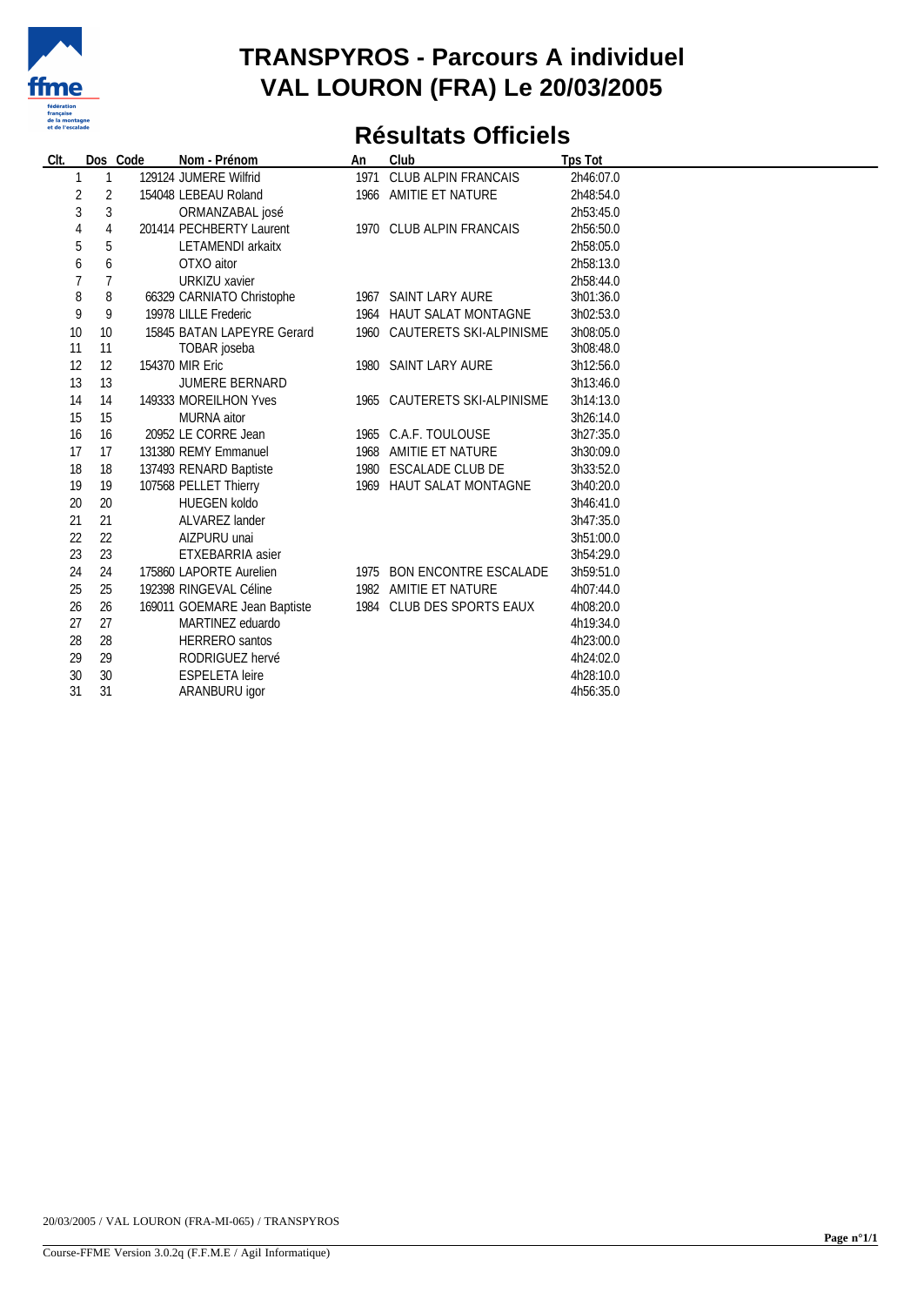# TRANSPYROS - Parcours A individuel
# VAL LOURON (FRA) Le 20/03/2005

## Résultats Officiels

| Clt. | Dos | Code | Nom - Prénom | An | Club | Tps Tot |
|---|---|---|---|---|---|---|
| 1 | 1 | 129124 | JUMERE Wilfrid | 1971 | CLUB ALPIN FRANCAIS | 2h46:07.0 |
| 2 | 2 | 154048 | LEBEAU Roland | 1966 | AMITIE ET NATURE | 2h48:54.0 |
| 3 | 3 | | ORMANZABAL josé | | | 2h53:45.0 |
| 4 | 4 | 201414 | PECHBERTY Laurent | 1970 | CLUB ALPIN FRANCAIS | 2h56:50.0 |
| 5 | 5 | | LETAMENDI arkaitx | | | 2h58:05.0 |
| 6 | 6 | | OTXO aitor | | | 2h58:13.0 |
| 7 | 7 | | URKIZU xavier | | | 2h58:44.0 |
| 8 | 8 | 66329 | CARNIATO Christophe | 1967 | SAINT LARY AURE | 3h01:36.0 |
| 9 | 9 | 19978 | LILLE Frederic | 1964 | HAUT SALAT MONTAGNE | 3h02:53.0 |
| 10 | 10 | 15845 | BATAN LAPEYRE Gerard | 1960 | CAUTERETS SKI-ALPINISME | 3h08:05.0 |
| 11 | 11 | | TOBAR joseba | | | 3h08:48.0 |
| 12 | 12 | 154370 | MIR Eric | 1980 | SAINT LARY AURE | 3h12:56.0 |
| 13 | 13 | | JUMERE BERNARD | | | 3h13:46.0 |
| 14 | 14 | 149333 | MOREILHON Yves | 1965 | CAUTERETS SKI-ALPINISME | 3h14:13.0 |
| 15 | 15 | | MURNA aitor | | | 3h26:14.0 |
| 16 | 16 | 20952 | LE CORRE Jean | 1965 | C.A.F. TOULOUSE | 3h27:35.0 |
| 17 | 17 | 131380 | REMY Emmanuel | 1968 | AMITIE ET NATURE | 3h30:09.0 |
| 18 | 18 | 137493 | RENARD Baptiste | 1980 | ESCALADE CLUB DE | 3h33:52.0 |
| 19 | 19 | 107568 | PELLET Thierry | 1969 | HAUT SALAT MONTAGNE | 3h40:20.0 |
| 20 | 20 | | HUEGEN koldo | | | 3h46:41.0 |
| 21 | 21 | | ALVAREZ lander | | | 3h47:35.0 |
| 22 | 22 | | AIZPURU unai | | | 3h51:00.0 |
| 23 | 23 | | ETXEBARRIA asier | | | 3h54:29.0 |
| 24 | 24 | 175860 | LAPORTE Aurelien | 1975 | BON ENCONTRE ESCALADE | 3h59:51.0 |
| 25 | 25 | 192398 | RINGEVAL Céline | 1982 | AMITIE ET NATURE | 4h07:44.0 |
| 26 | 26 | 169011 | GOEMARE Jean Baptiste | 1984 | CLUB DES SPORTS EAUX | 4h08:20.0 |
| 27 | 27 | | MARTINEZ eduardo | | | 4h19:34.0 |
| 28 | 28 | | HERRERO santos | | | 4h23:00.0 |
| 29 | 29 | | RODRIGUEZ hervé | | | 4h24:02.0 |
| 30 | 30 | | ESPELETA leire | | | 4h28:10.0 |
| 31 | 31 | | ARANBURU igor | | | 4h56:35.0 |

20/03/2005 / VAL LOURON (FRA-MI-065) / TRANSPYROS

Course-FFME Version 3.0.2q (F.F.M.E / Agil Informatique)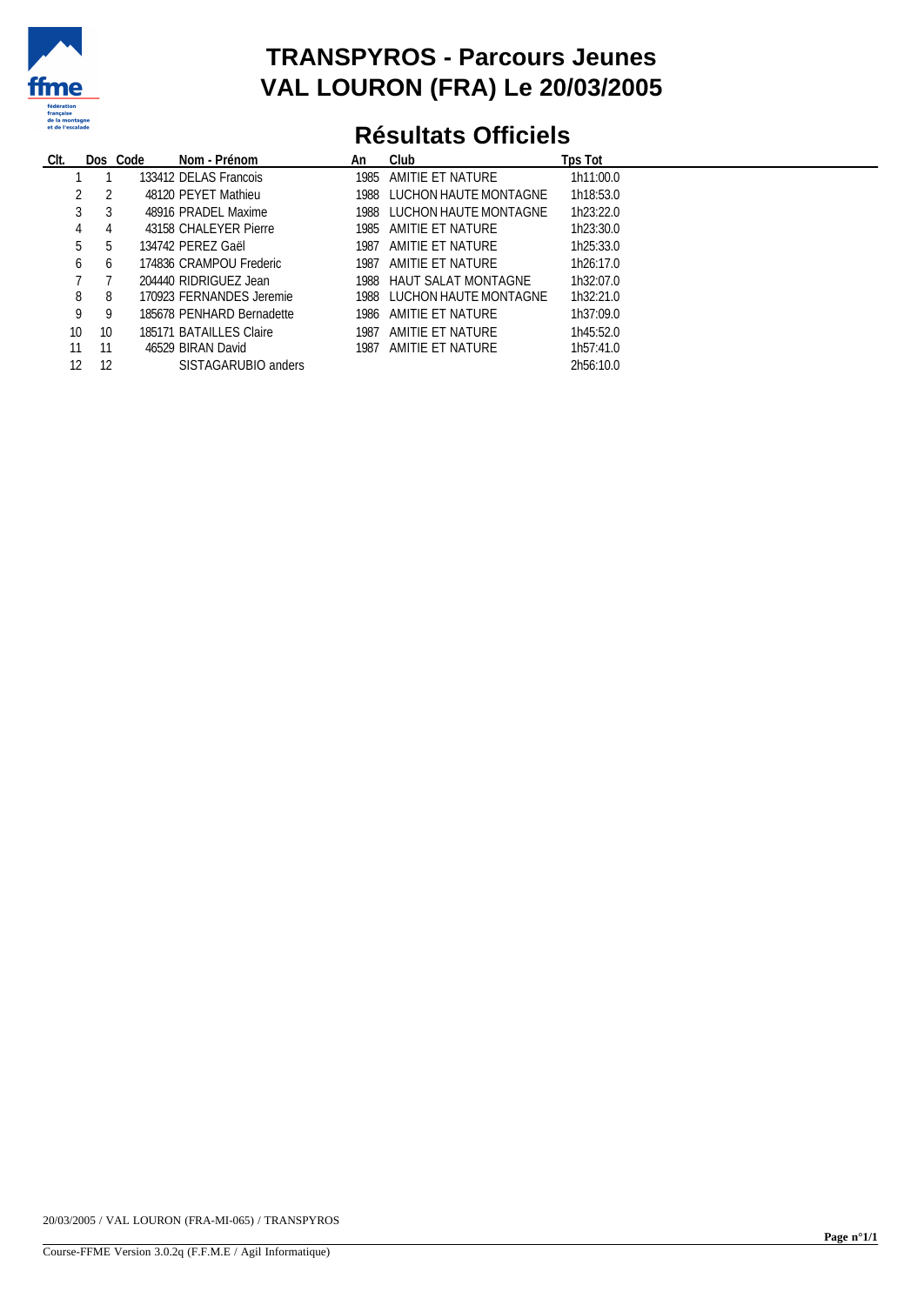# TRANSPYROS - Parcours Jeunes
# VAL LOURON (FRA) Le 20/03/2005

## Résultats Officiels

| Clt. | Dos | Code | Nom - Prénom | An | Club | Tps Tot |
|---|---|---|---|---|---|---|
| 1 | 1 | 133412 | DELAS Francois | 1985 | AMITIE ET NATURE | 1h11:00.0 |
| 2 | 2 | 48120 | PEYET Mathieu | 1988 | LUCHON HAUTE MONTAGNE | 1h18:53.0 |
| 3 | 3 | 48916 | PRADEL Maxime | 1988 | LUCHON HAUTE MONTAGNE | 1h23:22.0 |
| 4 | 4 | 43158 | CHALEYER Pierre | 1985 | AMITIE ET NATURE | 1h23:30.0 |
| 5 | 5 | 134742 | PEREZ Gaël | 1987 | AMITIE ET NATURE | 1h25:33.0 |
| 6 | 6 | 174836 | CRAMPOU Frederic | 1987 | AMITIE ET NATURE | 1h26:17.0 |
| 7 | 7 | 204440 | RIDRIGUEZ Jean | 1988 | HAUT SALAT MONTAGNE | 1h32:07.0 |
| 8 | 8 | 170923 | FERNANDES Jeremie | 1988 | LUCHON HAUTE MONTAGNE | 1h32:21.0 |
| 9 | 9 | 185678 | PENHARD Bernadette | 1986 | AMITIE ET NATURE | 1h37:09.0 |
| 10 | 10 | 185171 | BATAILLES Claire | 1987 | AMITIE ET NATURE | 1h45:52.0 |
| 11 | 11 | 46529 | BIRAN David | 1987 | AMITIE ET NATURE | 1h57:41.0 |
| 12 | 12 | | SISTAGARUBIO anders | | | 2h56:10.0 |

20/03/2005 / VAL LOURON (FRA-MI-065) / TRANSPYROS

Course-FFME Version 3.0.2q (F.F.M.E / Agil Informatique)